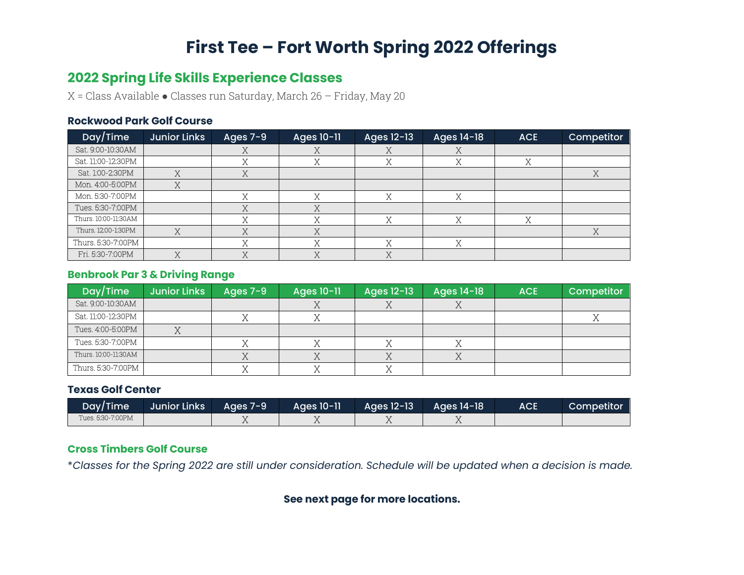# First Tee – Fort Worth Spring 2022 Offerings

## 2022 Spring Life Skills Experience Classes

X = Class Available ● Classes run Saturday, March 26 – Friday, May 20

### Rockwood Park Golf Course

| Day/Time | Junior Links | Ages 7-9 | Ages 10-11 | Ages 12-13 | Ages 14-18 | ACE | Competitor |
|---|---|---|---|---|---|---|---|
| Sat. 9:00-10:30AM | | X | X | X | X | | |
| Sat. 11:00-12:30PM | | X | X | X | X | X | |
| Sat. 1:00-2:30PM | X | X | | | | | X |
| Mon. 4:00-5:00PM | X | | | | | | |
| Mon. 5:30-7:00PM | | X | X | X | X | | |
| Tues. 5:30-7:00PM | | X | X | | | | |
| Thurs. 10:00-11:30AM | | X | X | X | X | X | |
| Thurs. 12:00-1:30PM | X | X | X | | | | X |
| Thurs. 5:30-7:00PM | | X | X | X | X | | |
| Fri. 5:30-7:00PM | X | X | X | X | | | |

### Benbrook Par 3 & Driving Range

| Day/Time | Junior Links | Ages 7-9 | Ages 10-11 | Ages 12-13 | Ages 14-18 | ACE | Competitor |
|---|---|---|---|---|---|---|---|
| Sat. 9:00-10:30AM | | | X | X | X | | |
| Sat. 11:00-12:30PM | | X | X | | | | X |
| Tues. 4:00-5:00PM | X | | | | | | |
| Tues. 5:30-7:00PM | | X | X | X | X | | |
| Thurs. 10:00-11:30AM | | X | X | X | X | | |
| Thurs. 5:30-7:00PM | | X | X | X | | | |

### Texas Golf Center

| Day/Time | Junior Links | Ages 7-9 | Ages 10-11 | Ages 12-13 | Ages 14-18 | ACE | Competitor |
|---|---|---|---|---|---|---|---|
| Tues. 5:30-7:00PM | | X | X | X | X | | |

### Cross Timbers Golf Course

*\*Classes for the Spring 2022 are still under consideration. Schedule will be updated when a decision is made.*

**See next page for more locations.**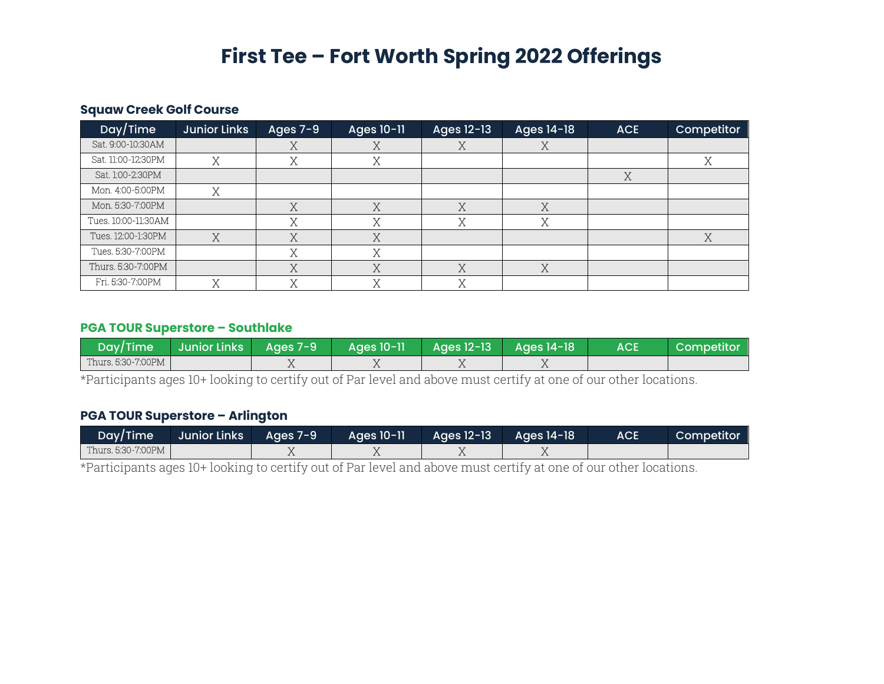# First Tee – Fort Worth Spring 2022 Offerings

## Squaw Creek Golf Course

| Day/Time | Junior Links | Ages 7-9 | Ages 10-11 | Ages 12-13 | Ages 14-18 | ACE | Competitor |
|---|---|---|---|---|---|---|---|
| Sat. 9:00-10:30AM | | X | X | X | X | | |
| Sat. 11:00-12:30PM | X | X | X | | | | X |
| Sat. 1:00-2:30PM | | | | | | X | |
| Mon. 4:00-5:00PM | X | | | | | | |
| Mon. 5:30-7:00PM | | X | X | X | X | | |
| Tues. 10:00-11:30AM | | X | X | X | X | | |
| Tues. 12:00-1:30PM | X | X | X | | | | X |
| Tues. 5:30-7:00PM | | X | X | | | | |
| Thurs. 5:30-7:00PM | | X | X | X | X | | |
| Fri. 5:30-7:00PM | X | X | X | X | | | |

## PGA TOUR Superstore – Southlake

| Day/Time | Junior Links | Ages 7-9 | Ages 10-11 | Ages 12-13 | Ages 14-18 | ACE | Competitor |
|---|---|---|---|---|---|---|---|
| Thurs. 5:30-7:00PM | | X | X | X | X | | |

*Participants ages 10+ looking to certify out of Par level and above must certify at one of our other locations.

## PGA TOUR Superstore – Arlington

| Day/Time | Junior Links | Ages 7-9 | Ages 10-11 | Ages 12-13 | Ages 14-18 | ACE | Competitor |
|---|---|---|---|---|---|---|---|
| Thurs. 5:30-7:00PM | | X | X | X | X | | |

*Participants ages 10+ looking to certify out of Par level and above must certify at one of our other locations.